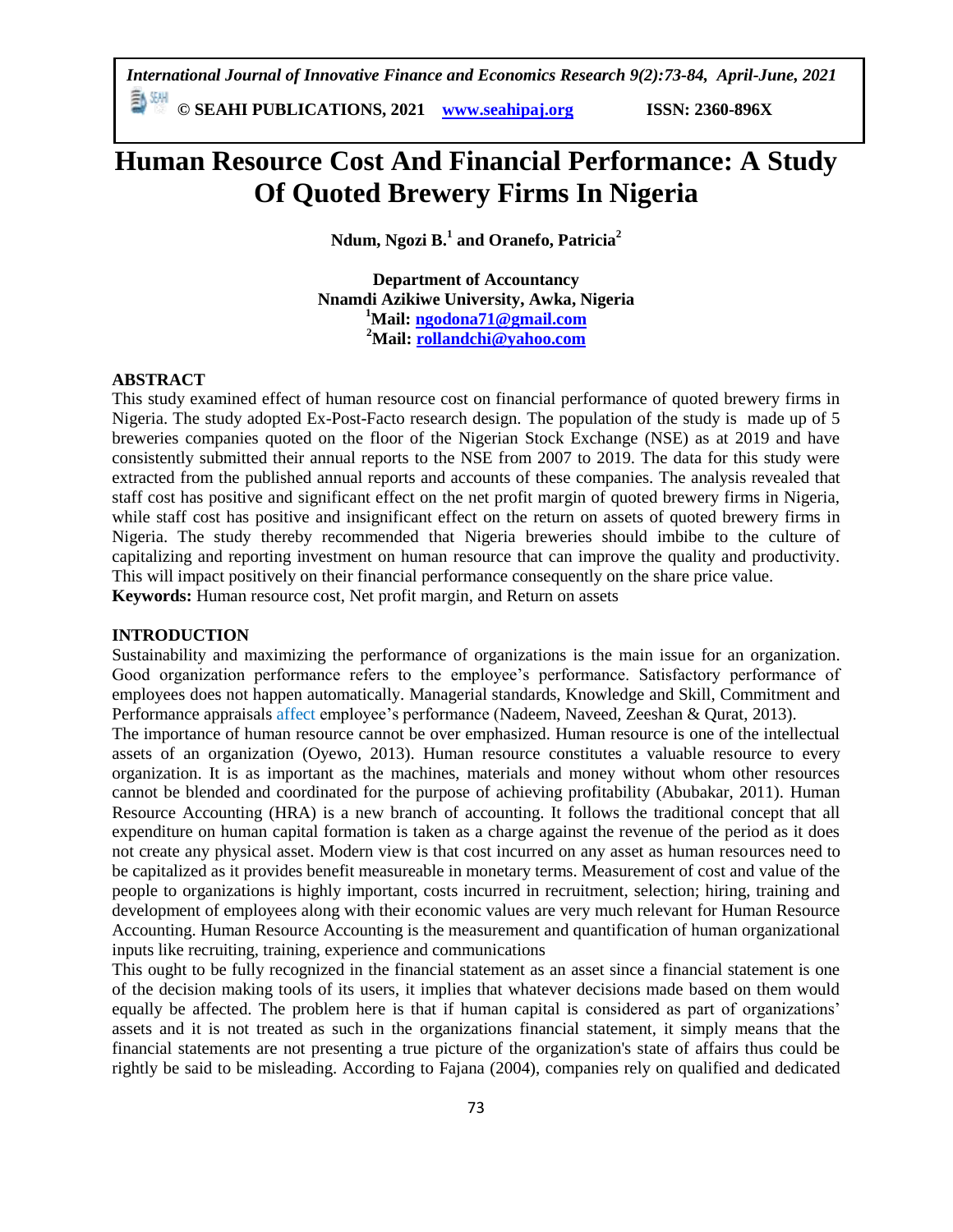# Human Resource Cost And Financial Performance: A Study Of Quoted Brewery Firms In Nigeria

**Ndum, Ngozi B.[1] and Oranefo, Patricia[2]**

**Department of Accountancy**
**Nnamdi Azikiwe University, Awka, Nigeria**
**[1]Mail: ngodona71@gmail.com**
**[2]Mail: rollandchi@yahoo.com**

## ABSTRACT

This study examined effect of human resource cost on financial performance of quoted brewery firms in Nigeria. The study adopted Ex-Post-Facto research design. The population of the study is made up of 5 breweries companies quoted on the floor of the Nigerian Stock Exchange (NSE) as at 2019 and have consistently submitted their annual reports to the NSE from 2007 to 2019. The data for this study were extracted from the published annual reports and accounts of these companies. The analysis revealed that staff cost has positive and significant effect on the net profit margin of quoted brewery firms in Nigeria, while staff cost has positive and insignificant effect on the return on assets of quoted brewery firms in Nigeria. The study thereby recommended that Nigeria breweries should imbibe to the culture of capitalizing and reporting investment on human resource that can improve the quality and productivity. This will impact positively on their financial performance consequently on the share price value.

**Keywords:** Human resource cost, Net profit margin, and Return on assets

## INTRODUCTION

Sustainability and maximizing the performance of organizations is the main issue for an organization. Good organization performance refers to the employee's performance. Satisfactory performance of employees does not happen automatically. Managerial standards, Knowledge and Skill, Commitment and Performance appraisals affect employee's performance (Nadeem, Naveed, Zeeshan & Qurat, 2013).

The importance of human resource cannot be over emphasized. Human resource is one of the intellectual assets of an organization (Oyewo, 2013). Human resource constitutes a valuable resource to every organization. It is as important as the machines, materials and money without whom other resources cannot be blended and coordinated for the purpose of achieving profitability (Abubakar, 2011). Human Resource Accounting (HRA) is a new branch of accounting. It follows the traditional concept that all expenditure on human capital formation is taken as a charge against the revenue of the period as it does not create any physical asset. Modern view is that cost incurred on any asset as human resources need to be capitalized as it provides benefit measureable in monetary terms. Measurement of cost and value of the people to organizations is highly important, costs incurred in recruitment, selection; hiring, training and development of employees along with their economic values are very much relevant for Human Resource Accounting. Human Resource Accounting is the measurement and quantification of human organizational inputs like recruiting, training, experience and communications

This ought to be fully recognized in the financial statement as an asset since a financial statement is one of the decision making tools of its users, it implies that whatever decisions made based on them would equally be affected. The problem here is that if human capital is considered as part of organizations' assets and it is not treated as such in the organizations financial statement, it simply means that the financial statements are not presenting a true picture of the organization's state of affairs thus could be rightly be said to be misleading. According to Fajana (2004), companies rely on qualified and dedicated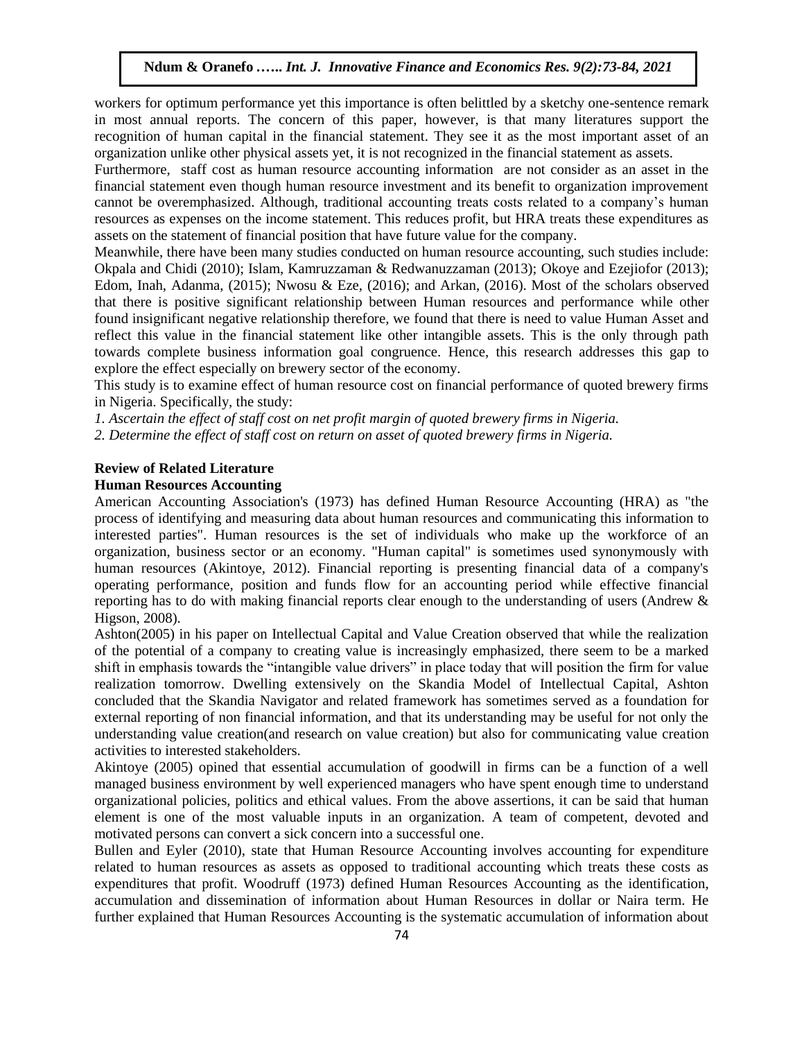workers for optimum performance yet this importance is often belittled by a sketchy one-sentence remark in most annual reports. The concern of this paper, however, is that many literatures support the recognition of human capital in the financial statement. They see it as the most important asset of an organization unlike other physical assets yet, it is not recognized in the financial statement as assets.

Furthermore, staff cost as human resource accounting information are not consider as an asset in the financial statement even though human resource investment and its benefit to organization improvement cannot be overemphasized. Although, traditional accounting treats costs related to a company's human resources as expenses on the income statement. This reduces profit, but HRA treats these expenditures as assets on the statement of financial position that have future value for the company.

Meanwhile, there have been many studies conducted on human resource accounting, such studies include: Okpala and Chidi (2010); Islam, Kamruzzaman & Redwanuzzaman (2013); Okoye and Ezejiofor (2013); Edom, Inah, Adanma, (2015); Nwosu & Eze, (2016); and Arkan, (2016). Most of the scholars observed that there is positive significant relationship between Human resources and performance while other found insignificant negative relationship therefore, we found that there is need to value Human Asset and reflect this value in the financial statement like other intangible assets. This is the only through path towards complete business information goal congruence. Hence, this research addresses this gap to explore the effect especially on brewery sector of the economy.

This study is to examine effect of human resource cost on financial performance of quoted brewery firms in Nigeria. Specifically, the study:

*1. Ascertain the effect of staff cost on net profit margin of quoted brewery firms in Nigeria.*

*2. Determine the effect of staff cost on return on asset of quoted brewery firms in Nigeria.*

## Review of Related Literature

### Human Resources Accounting

American Accounting Association's (1973) has defined Human Resource Accounting (HRA) as "the process of identifying and measuring data about human resources and communicating this information to interested parties". Human resources is the set of individuals who make up the workforce of an organization, business sector or an economy. "Human capital" is sometimes used synonymously with human resources (Akintoye, 2012). Financial reporting is presenting financial data of a company's operating performance, position and funds flow for an accounting period while effective financial reporting has to do with making financial reports clear enough to the understanding of users (Andrew & Higson, 2008).

Ashton(2005) in his paper on Intellectual Capital and Value Creation observed that while the realization of the potential of a company to creating value is increasingly emphasized, there seem to be a marked shift in emphasis towards the "intangible value drivers" in place today that will position the firm for value realization tomorrow. Dwelling extensively on the Skandia Model of Intellectual Capital, Ashton concluded that the Skandia Navigator and related framework has sometimes served as a foundation for external reporting of non financial information, and that its understanding may be useful for not only the understanding value creation(and research on value creation) but also for communicating value creation activities to interested stakeholders.

Akintoye (2005) opined that essential accumulation of goodwill in firms can be a function of a well managed business environment by well experienced managers who have spent enough time to understand organizational policies, politics and ethical values. From the above assertions, it can be said that human element is one of the most valuable inputs in an organization. A team of competent, devoted and motivated persons can convert a sick concern into a successful one.

Bullen and Eyler (2010), state that Human Resource Accounting involves accounting for expenditure related to human resources as assets as opposed to traditional accounting which treats these costs as expenditures that profit. Woodruff (1973) defined Human Resources Accounting as the identification, accumulation and dissemination of information about Human Resources in dollar or Naira term. He further explained that Human Resources Accounting is the systematic accumulation of information about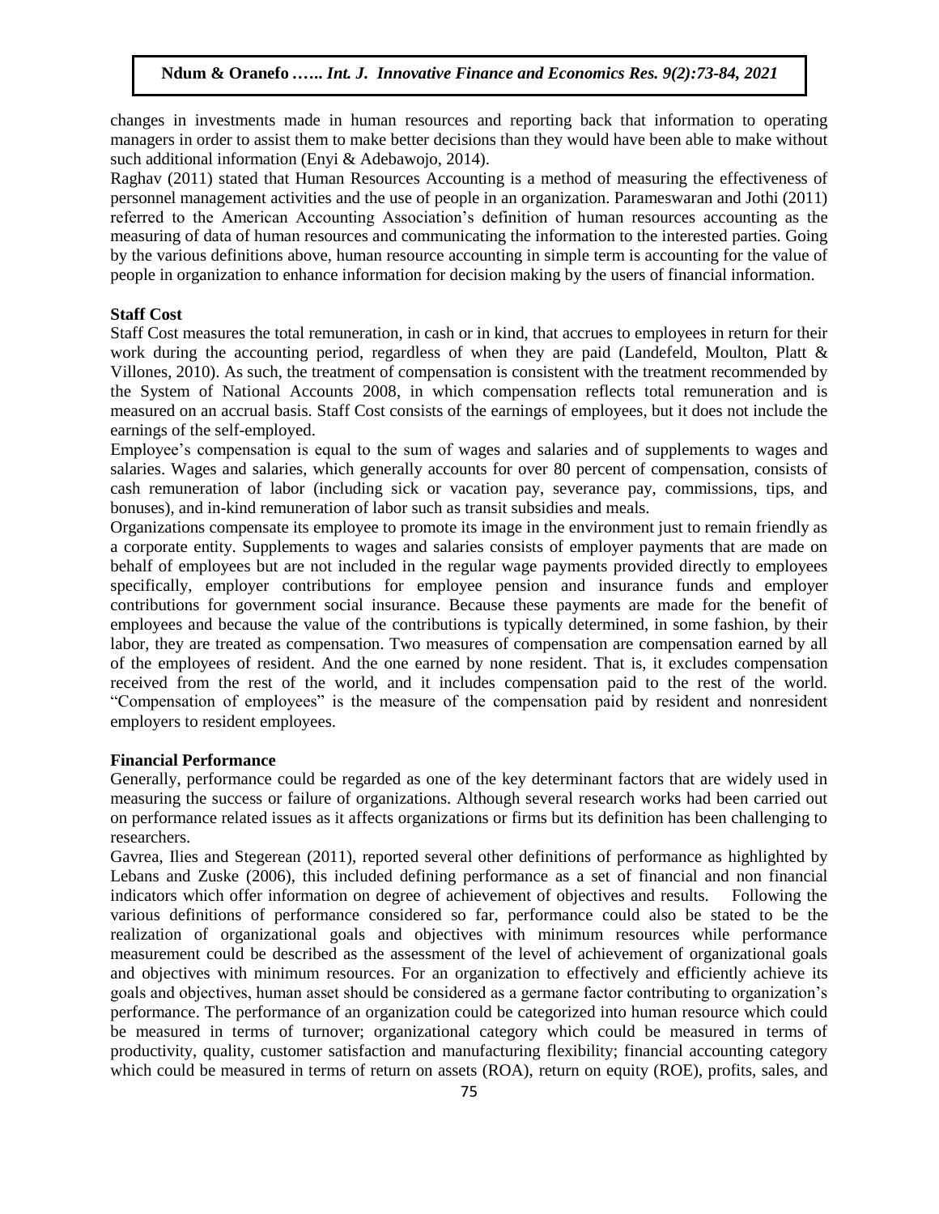changes in investments made in human resources and reporting back that information to operating managers in order to assist them to make better decisions than they would have been able to make without such additional information (Enyi & Adebawojo, 2014).

Raghav (2011) stated that Human Resources Accounting is a method of measuring the effectiveness of personnel management activities and the use of people in an organization. Parameswaran and Jothi (2011) referred to the American Accounting Association's definition of human resources accounting as the measuring of data of human resources and communicating the information to the interested parties. Going by the various definitions above, human resource accounting in simple term is accounting for the value of people in organization to enhance information for decision making by the users of financial information.

**Staff Cost**

Staff Cost measures the total remuneration, in cash or in kind, that accrues to employees in return for their work during the accounting period, regardless of when they are paid (Landefeld, Moulton, Platt & Villones, 2010). As such, the treatment of compensation is consistent with the treatment recommended by the System of National Accounts 2008, in which compensation reflects total remuneration and is measured on an accrual basis. Staff Cost consists of the earnings of employees, but it does not include the earnings of the self-employed.

Employee's compensation is equal to the sum of wages and salaries and of supplements to wages and salaries. Wages and salaries, which generally accounts for over 80 percent of compensation, consists of cash remuneration of labor (including sick or vacation pay, severance pay, commissions, tips, and bonuses), and in-kind remuneration of labor such as transit subsidies and meals.

Organizations compensate its employee to promote its image in the environment just to remain friendly as a corporate entity. Supplements to wages and salaries consists of employer payments that are made on behalf of employees but are not included in the regular wage payments provided directly to employees specifically, employer contributions for employee pension and insurance funds and employer contributions for government social insurance. Because these payments are made for the benefit of employees and because the value of the contributions is typically determined, in some fashion, by their labor, they are treated as compensation. Two measures of compensation are compensation earned by all of the employees of resident. And the one earned by none resident. That is, it excludes compensation received from the rest of the world, and it includes compensation paid to the rest of the world. "Compensation of employees" is the measure of the compensation paid by resident and nonresident employers to resident employees.

**Financial Performance**

Generally, performance could be regarded as one of the key determinant factors that are widely used in measuring the success or failure of organizations. Although several research works had been carried out on performance related issues as it affects organizations or firms but its definition has been challenging to researchers.

Gavrea, Ilies and Stegerean (2011), reported several other definitions of performance as highlighted by Lebans and Zuske (2006), this included defining performance as a set of financial and non financial indicators which offer information on degree of achievement of objectives and results. Following the various definitions of performance considered so far, performance could also be stated to be the realization of organizational goals and objectives with minimum resources while performance measurement could be described as the assessment of the level of achievement of organizational goals and objectives with minimum resources. For an organization to effectively and efficiently achieve its goals and objectives, human asset should be considered as a germane factor contributing to organization's performance. The performance of an organization could be categorized into human resource which could be measured in terms of turnover; organizational category which could be measured in terms of productivity, quality, customer satisfaction and manufacturing flexibility; financial accounting category which could be measured in terms of return on assets (ROA), return on equity (ROE), profits, sales, and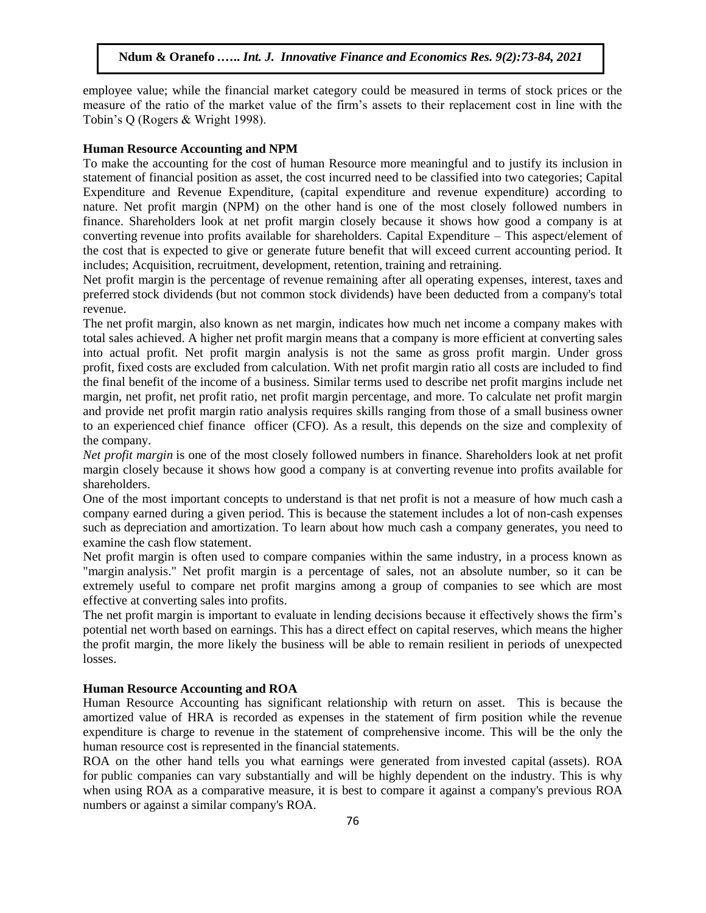employee value; while the financial market category could be measured in terms of stock prices or the measure of the ratio of the market value of the firm's assets to their replacement cost in line with the Tobin's Q (Rogers & Wright 1998).

### Human Resource Accounting and NPM

To make the accounting for the cost of human Resource more meaningful and to justify its inclusion in statement of financial position as asset, the cost incurred need to be classified into two categories; Capital Expenditure and Revenue Expenditure, (capital expenditure and revenue expenditure) according to nature. Net profit margin (NPM) on the other hand is one of the most closely followed numbers in finance. Shareholders look at net profit margin closely because it shows how good a company is at converting revenue into profits available for shareholders. Capital Expenditure – This aspect/element of the cost that is expected to give or generate future benefit that will exceed current accounting period. It includes; Acquisition, recruitment, development, retention, training and retraining.

Net profit margin is the percentage of revenue remaining after all operating expenses, interest, taxes and preferred stock dividends (but not common stock dividends) have been deducted from a company's total revenue.

The net profit margin, also known as net margin, indicates how much net income a company makes with total sales achieved. A higher net profit margin means that a company is more efficient at converting sales into actual profit. Net profit margin analysis is not the same as gross profit margin. Under gross profit, fixed costs are excluded from calculation. With net profit margin ratio all costs are included to find the final benefit of the income of a business. Similar terms used to describe net profit margins include net margin, net profit, net profit ratio, net profit margin percentage, and more. To calculate net profit margin and provide net profit margin ratio analysis requires skills ranging from those of a small business owner to an experienced chief finance officer (CFO). As a result, this depends on the size and complexity of the company.

*Net profit margin* is one of the most closely followed numbers in finance. Shareholders look at net profit margin closely because it shows how good a company is at converting revenue into profits available for shareholders.

One of the most important concepts to understand is that net profit is not a measure of how much cash a company earned during a given period. This is because the statement includes a lot of non-cash expenses such as depreciation and amortization. To learn about how much cash a company generates, you need to examine the cash flow statement.

Net profit margin is often used to compare companies within the same industry, in a process known as "margin analysis." Net profit margin is a percentage of sales, not an absolute number, so it can be extremely useful to compare net profit margins among a group of companies to see which are most effective at converting sales into profits.

The net profit margin is important to evaluate in lending decisions because it effectively shows the firm's potential net worth based on earnings. This has a direct effect on capital reserves, which means the higher the profit margin, the more likely the business will be able to remain resilient in periods of unexpected losses.

### Human Resource Accounting and ROA

Human Resource Accounting has significant relationship with return on asset. This is because the amortized value of HRA is recorded as expenses in the statement of firm position while the revenue expenditure is charge to revenue in the statement of comprehensive income. This will be the only the human resource cost is represented in the financial statements.

ROA on the other hand tells you what earnings were generated from invested capital (assets). ROA for public companies can vary substantially and will be highly dependent on the industry. This is why when using ROA as a comparative measure, it is best to compare it against a company's previous ROA numbers or against a similar company's ROA.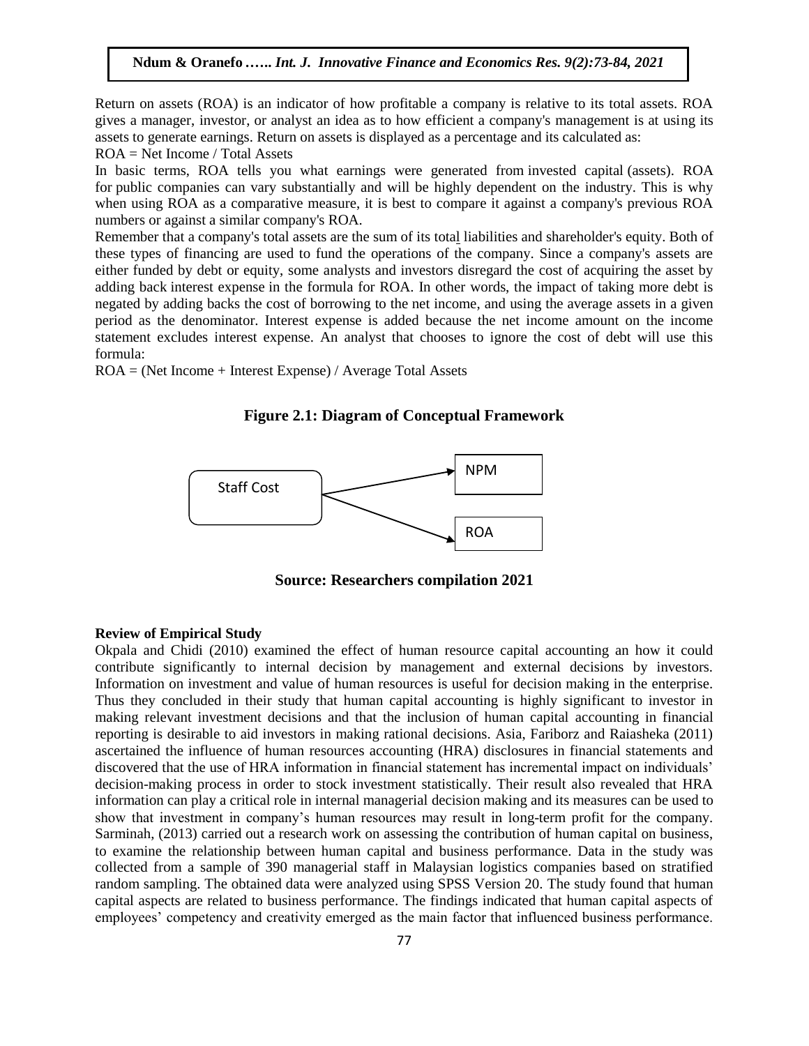Return on assets (ROA) is an indicator of how profitable a company is relative to its total assets. ROA gives a manager, investor, or analyst an idea as to how efficient a company's management is at using its assets to generate earnings. Return on assets is displayed as a percentage and its calculated as:

ROA = Net Income / Total Assets

In basic terms, ROA tells you what earnings were generated from invested capital (assets). ROA for public companies can vary substantially and will be highly dependent on the industry. This is why when using ROA as a comparative measure, it is best to compare it against a company's previous ROA numbers or against a similar company's ROA.

Remember that a company's total assets are the sum of its total liabilities and shareholder's equity. Both of these types of financing are used to fund the operations of the company. Since a company's assets are either funded by debt or equity, some analysts and investors disregard the cost of acquiring the asset by adding back interest expense in the formula for ROA. In other words, the impact of taking more debt is negated by adding backs the cost of borrowing to the net income, and using the average assets in a given period as the denominator. Interest expense is added because the net income amount on the income statement excludes interest expense. An analyst that chooses to ignore the cost of debt will use this formula:

ROA = (Net Income + Interest Expense) / Average Total Assets

**Figure 2.1: Diagram of Conceptual Framework**

Staff Cost → NPM

Staff Cost → ROA

**Source: Researchers compilation 2021**

**Review of Empirical Study**

Okpala and Chidi (2010) examined the effect of human resource capital accounting an how it could contribute significantly to internal decision by management and external decisions by investors. Information on investment and value of human resources is useful for decision making in the enterprise. Thus they concluded in their study that human capital accounting is highly significant to investor in making relevant investment decisions and that the inclusion of human capital accounting in financial reporting is desirable to aid investors in making rational decisions. Asia, Fariborz and Raiasheka (2011) ascertained the influence of human resources accounting (HRA) disclosures in financial statements and discovered that the use of HRA information in financial statement has incremental impact on individuals' decision-making process in order to stock investment statistically. Their result also revealed that HRA information can play a critical role in internal managerial decision making and its measures can be used to show that investment in company's human resources may result in long-term profit for the company. Sarminah, (2013) carried out a research work on assessing the contribution of human capital on business, to examine the relationship between human capital and business performance. Data in the study was collected from a sample of 390 managerial staff in Malaysian logistics companies based on stratified random sampling. The obtained data were analyzed using SPSS Version 20. The study found that human capital aspects are related to business performance. The findings indicated that human capital aspects of employees' competency and creativity emerged as the main factor that influenced business performance.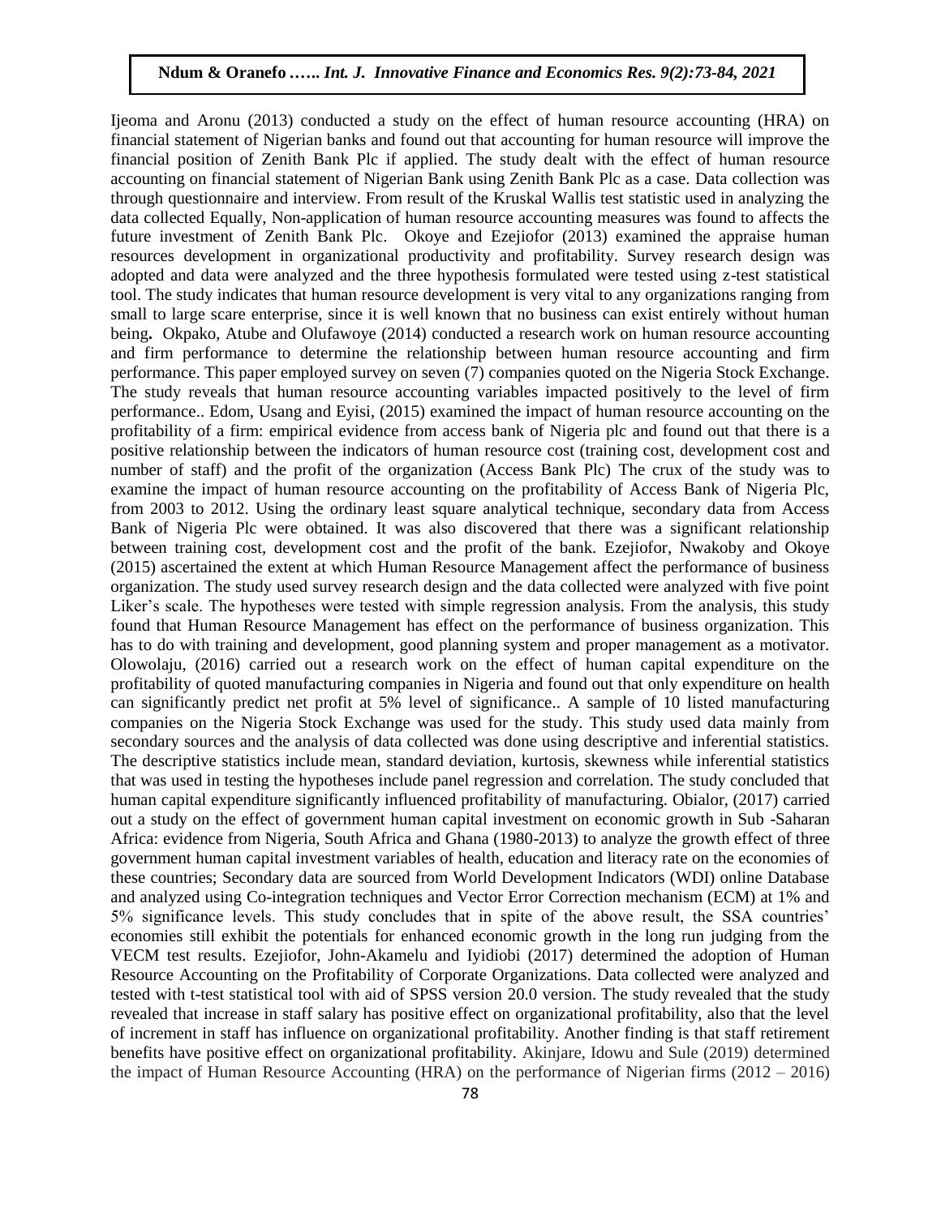Ijeoma and Aronu (2013) conducted a study on the effect of human resource accounting (HRA) on financial statement of Nigerian banks and found out that accounting for human resource will improve the financial position of Zenith Bank Plc if applied. The study dealt with the effect of human resource accounting on financial statement of Nigerian Bank using Zenith Bank Plc as a case. Data collection was through questionnaire and interview. From result of the Kruskal Wallis test statistic used in analyzing the data collected Equally, Non-application of human resource accounting measures was found to affects the future investment of Zenith Bank Plc. Okoye and Ezejiofor (2013) examined the appraise human resources development in organizational productivity and profitability. Survey research design was adopted and data were analyzed and the three hypothesis formulated were tested using z-test statistical tool. The study indicates that human resource development is very vital to any organizations ranging from small to large scare enterprise, since it is well known that no business can exist entirely without human being**.** Okpako, Atube and Olufawoye (2014) conducted a research work on human resource accounting and firm performance to determine the relationship between human resource accounting and firm performance. This paper employed survey on seven (7) companies quoted on the Nigeria Stock Exchange. The study reveals that human resource accounting variables impacted positively to the level of firm performance.. Edom, Usang and Eyisi, (2015) examined the impact of human resource accounting on the profitability of a firm: empirical evidence from access bank of Nigeria plc and found out that there is a positive relationship between the indicators of human resource cost (training cost, development cost and number of staff) and the profit of the organization (Access Bank Plc) The crux of the study was to examine the impact of human resource accounting on the profitability of Access Bank of Nigeria Plc, from 2003 to 2012. Using the ordinary least square analytical technique, secondary data from Access Bank of Nigeria Plc were obtained. It was also discovered that there was a significant relationship between training cost, development cost and the profit of the bank. Ezejiofor, Nwakoby and Okoye (2015) ascertained the extent at which Human Resource Management affect the performance of business organization. The study used survey research design and the data collected were analyzed with five point Liker's scale. The hypotheses were tested with simple regression analysis. From the analysis, this study found that Human Resource Management has effect on the performance of business organization. This has to do with training and development, good planning system and proper management as a motivator. Olowolaju, (2016) carried out a research work on the effect of human capital expenditure on the profitability of quoted manufacturing companies in Nigeria and found out that only expenditure on health can significantly predict net profit at 5% level of significance.. A sample of 10 listed manufacturing companies on the Nigeria Stock Exchange was used for the study. This study used data mainly from secondary sources and the analysis of data collected was done using descriptive and inferential statistics. The descriptive statistics include mean, standard deviation, kurtosis, skewness while inferential statistics that was used in testing the hypotheses include panel regression and correlation. The study concluded that human capital expenditure significantly influenced profitability of manufacturing. Obialor, (2017) carried out a study on the effect of government human capital investment on economic growth in Sub -Saharan Africa: evidence from Nigeria, South Africa and Ghana (1980-2013) to analyze the growth effect of three government human capital investment variables of health, education and literacy rate on the economies of these countries; Secondary data are sourced from World Development Indicators (WDI) online Database and analyzed using Co-integration techniques and Vector Error Correction mechanism (ECM) at 1% and 5% significance levels. This study concludes that in spite of the above result, the SSA countries' economies still exhibit the potentials for enhanced economic growth in the long run judging from the VECM test results. Ezejiofor, John-Akamelu and Iyidiobi (2017) determined the adoption of Human Resource Accounting on the Profitability of Corporate Organizations. Data collected were analyzed and tested with t-test statistical tool with aid of SPSS version 20.0 version. The study revealed that the study revealed that increase in staff salary has positive effect on organizational profitability, also that the level of increment in staff has influence on organizational profitability. Another finding is that staff retirement benefits have positive effect on organizational profitability. Akinjare, Idowu and Sule (2019) determined the impact of Human Resource Accounting (HRA) on the performance of Nigerian firms (2012 – 2016)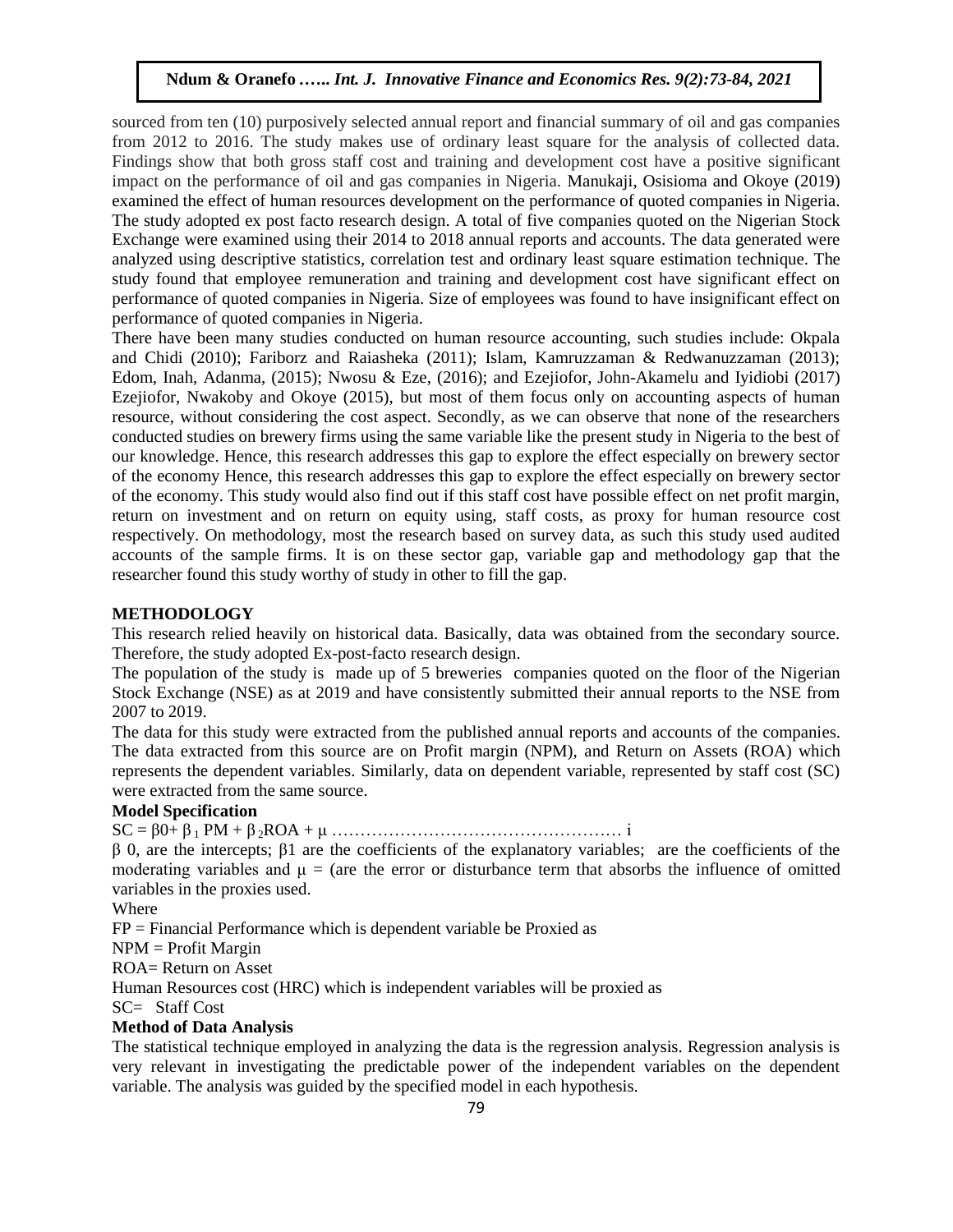sourced from ten (10) purposively selected annual report and financial summary of oil and gas companies from 2012 to 2016. The study makes use of ordinary least square for the analysis of collected data. Findings show that both gross staff cost and training and development cost have a positive significant impact on the performance of oil and gas companies in Nigeria. Manukaji, Osisioma and Okoye (2019) examined the effect of human resources development on the performance of quoted companies in Nigeria. The study adopted ex post facto research design. A total of five companies quoted on the Nigerian Stock Exchange were examined using their 2014 to 2018 annual reports and accounts. The data generated were analyzed using descriptive statistics, correlation test and ordinary least square estimation technique. The study found that employee remuneration and training and development cost have significant effect on performance of quoted companies in Nigeria. Size of employees was found to have insignificant effect on performance of quoted companies in Nigeria.

There have been many studies conducted on human resource accounting, such studies include: Okpala and Chidi (2010); Fariborz and Raiasheka (2011); Islam, Kamruzzaman & Redwanuzzaman (2013); Edom, Inah, Adanma, (2015); Nwosu & Eze, (2016); and Ezejiofor, John-Akamelu and Iyidiobi (2017) Ezejiofor, Nwakoby and Okoye (2015), but most of them focus only on accounting aspects of human resource, without considering the cost aspect. Secondly, as we can observe that none of the researchers conducted studies on brewery firms using the same variable like the present study in Nigeria to the best of our knowledge. Hence, this research addresses this gap to explore the effect especially on brewery sector of the economy Hence, this research addresses this gap to explore the effect especially on brewery sector of the economy. This study would also find out if this staff cost have possible effect on net profit margin, return on investment and on return on equity using, staff costs, as proxy for human resource cost respectively. On methodology, most the research based on survey data, as such this study used audited accounts of the sample firms. It is on these sector gap, variable gap and methodology gap that the researcher found this study worthy of study in other to fill the gap.

## METHODOLOGY

This research relied heavily on historical data. Basically, data was obtained from the secondary source. Therefore, the study adopted Ex-post-facto research design.

The population of the study is made up of 5 breweries companies quoted on the floor of the Nigerian Stock Exchange (NSE) as at 2019 and have consistently submitted their annual reports to the NSE from 2007 to 2019.

The data for this study were extracted from the published annual reports and accounts of the companies. The data extracted from this source are on Profit margin (NPM), and Return on Assets (ROA) which represents the dependent variables. Similarly, data on dependent variable, represented by staff cost (SC) were extracted from the same source.

### Model Specification

$SC = \beta 0 + \beta_1 PM + \beta_2 ROA + \mu$ …………………………………………… i

$\beta$ 0, are the intercepts; $\beta 1$ are the coefficients of the explanatory variables; are the coefficients of the moderating variables and $\mu$ = (are the error or disturbance term that absorbs the influence of omitted variables in the proxies used.

Where

FP = Financial Performance which is dependent variable be Proxied as

NPM = Profit Margin

ROA= Return on Asset

Human Resources cost (HRC) which is independent variables will be proxied as

SC= Staff Cost

### Method of Data Analysis

The statistical technique employed in analyzing the data is the regression analysis. Regression analysis is very relevant in investigating the predictable power of the independent variables on the dependent variable. The analysis was guided by the specified model in each hypothesis.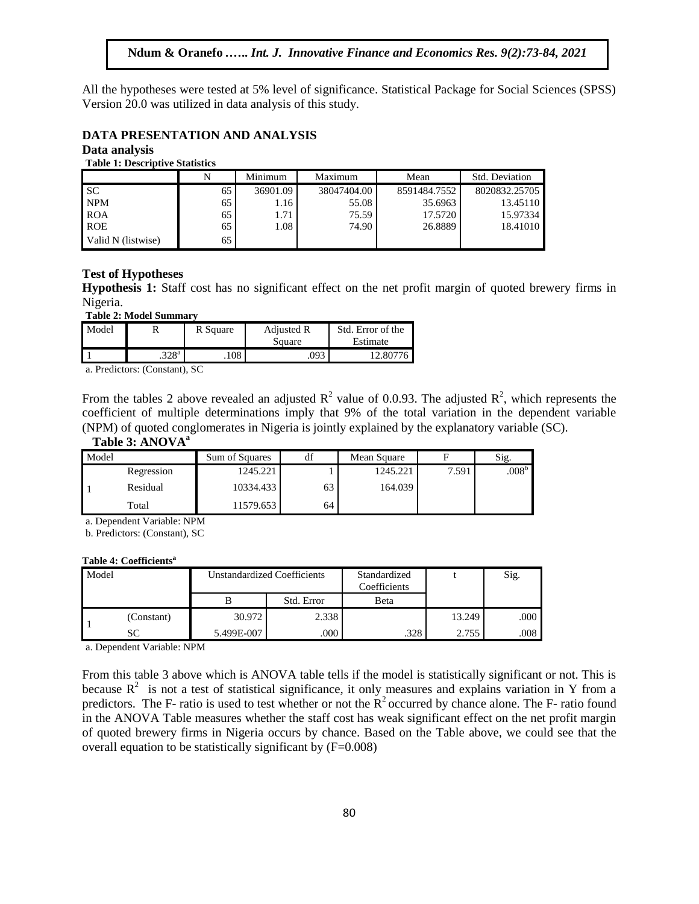All the hypotheses were tested at 5% level of significance. Statistical Package for Social Sciences (SPSS) Version 20.0 was utilized in data analysis of this study.

## DATA PRESENTATION AND ANALYSIS

### Data analysis

**Table 1: Descriptive Statistics**

| | N | Minimum | Maximum | Mean | Std. Deviation |
|---|---|---|---|---|---|
| SC | 65 | 36901.09 | 38047404.00 | 8591484.7552 | 8020832.25705 |
| NPM | 65 | 1.16 | 55.08 | 35.6963 | 13.45110 |
| ROA | 65 | 1.71 | 75.59 | 17.5720 | 15.97334 |
| ROE | 65 | 1.08 | 74.90 | 26.8889 | 18.41010 |
| Valid N (listwise) | 65 | | | | |

### Test of Hypotheses

**Hypothesis 1:** Staff cost has no significant effect on the net profit margin of quoted brewery firms in Nigeria.

**Table 2: Model Summary**

| Model | R | R Square | Adjusted R Square | Std. Error of the Estimate |
|---|---|---|---|---|
| 1 | .328[a] | .108 | .093 | 12.80776 |

a. Predictors: (Constant), SC

From the tables 2 above revealed an adjusted $R^2$ value of 0.0.93. The adjusted $R^2$, which represents the coefficient of multiple determinations imply that 9% of the total variation in the dependent variable (NPM) of quoted conglomerates in Nigeria is jointly explained by the explanatory variable (SC).

**Table 3: ANOVA[a]**

| Model | | Sum of Squares | df | Mean Square | F | Sig. |
|---|---|---|---|---|---|---|
| 1 | Regression | 1245.221 | 1 | 1245.221 | 7.591 | .008[b] |
| | Residual | 10334.433 | 63 | 164.039 | | |
| | Total | 11579.653 | 64 | | | |

a. Dependent Variable: NPM

b. Predictors: (Constant), SC

**Table 4: Coefficients[a]**

| Model | | Unstandardized Coefficients | | Standardized Coefficients | t | Sig. |
|---|---|---|---|---|---|---|
| | | B | Std. Error | Beta | | |
| 1 | (Constant) | 30.972 | 2.338 | | 13.249 | .000 |
| | SC | 5.499E-007 | .000 | .328 | 2.755 | .008 |

a. Dependent Variable: NPM

From this table 3 above which is ANOVA table tells if the model is statistically significant or not. This is because $R^2$ is not a test of statistical significance, it only measures and explains variation in Y from a predictors. The F- ratio is used to test whether or not the $R^2$ occurred by chance alone. The F- ratio found in the ANOVA Table measures whether the staff cost has weak significant effect on the net profit margin of quoted brewery firms in Nigeria occurs by chance. Based on the Table above, we could see that the overall equation to be statistically significant by (F=0.008)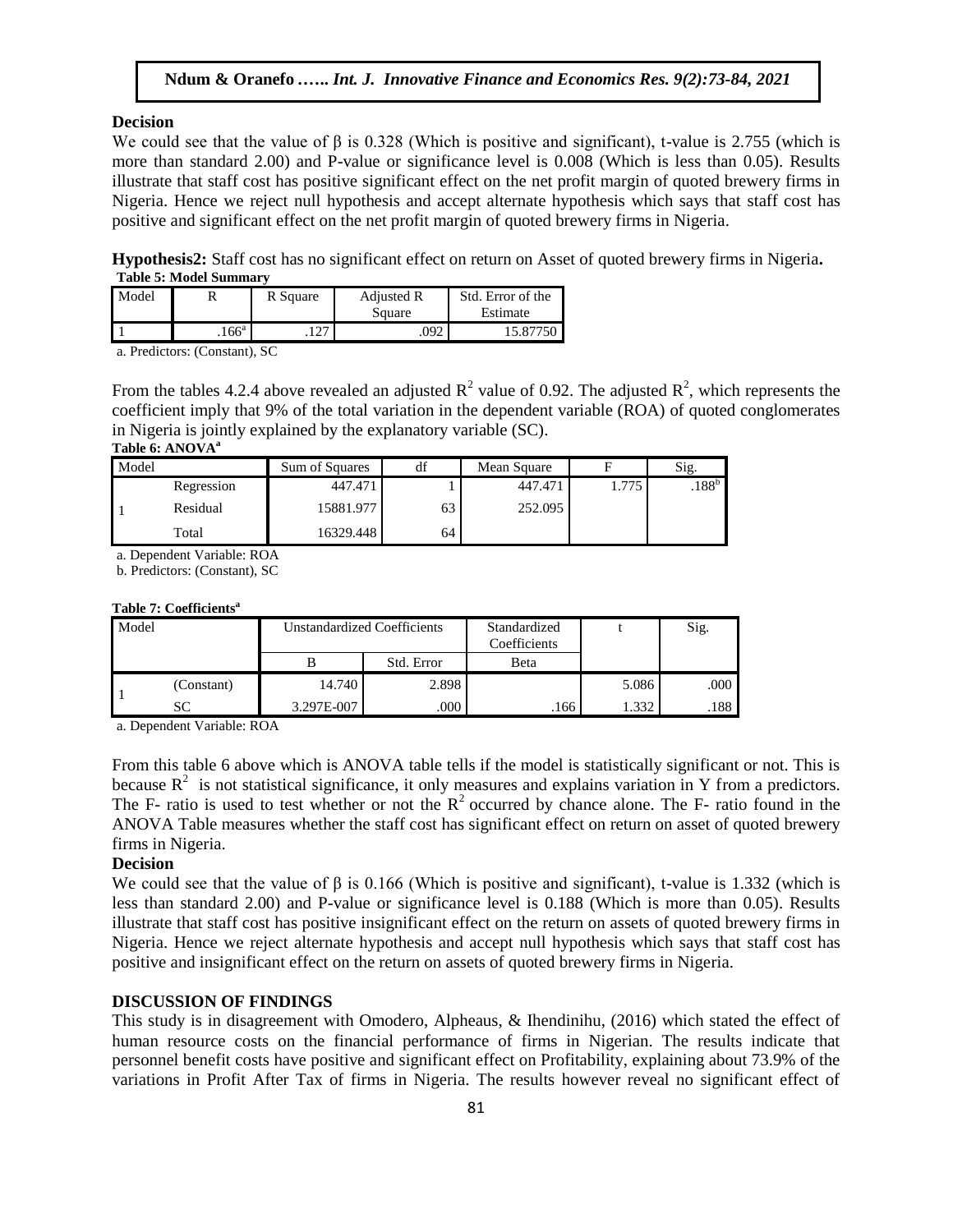**Decision**

We could see that the value of β is 0.328 (Which is positive and significant), t-value is 2.755 (which is more than standard 2.00) and P-value or significance level is 0.008 (Which is less than 0.05). Results illustrate that staff cost has positive significant effect on the net profit margin of quoted brewery firms in Nigeria. Hence we reject null hypothesis and accept alternate hypothesis which says that staff cost has positive and significant effect on the net profit margin of quoted brewery firms in Nigeria.

**Hypothesis2:** Staff cost has no significant effect on return on Asset of quoted brewery firms in Nigeria**.**

**Table 5: Model Summary**

| Model | R | R Square | Adjusted R Square | Std. Error of the Estimate |
|---|---|---|---|---|
| 1 | .166[a] | .127 | .092 | 15.87750 |

a. Predictors: (Constant), SC

From the tables 4.2.4 above revealed an adjusted $R^2$ value of 0.92. The adjusted $R^2$, which represents the coefficient imply that 9% of the total variation in the dependent variable (ROA) of quoted conglomerates in Nigeria is jointly explained by the explanatory variable (SC).

**Table 6: ANOVA[a]**

| Model | | Sum of Squares | df | Mean Square | F | Sig. |
|---|---|---|---|---|---|---|
| 1 | Regression | 447.471 | 1 | 447.471 | 1.775 | .188[b] |
| | Residual | 15881.977 | 63 | 252.095 | | |
| | Total | 16329.448 | 64 | | | |

a. Dependent Variable: ROA

b. Predictors: (Constant), SC

**Table 7: Coefficients[a]**

| Model | | Unstandardized Coefficients | | Standardized Coefficients | t | Sig. |
|---|---|---|---|---|---|---|
| | | B | Std. Error | Beta | | |
| 1 | (Constant) | 14.740 | 2.898 | | 5.086 | .000 |
| | SC | 3.297E-007 | .000 | .166 | 1.332 | .188 |

a. Dependent Variable: ROA

From this table 6 above which is ANOVA table tells if the model is statistically significant or not. This is because $R^2$ is not statistical significance, it only measures and explains variation in Y from a predictors. The F- ratio is used to test whether or not the $R^2$ occurred by chance alone. The F- ratio found in the ANOVA Table measures whether the staff cost has significant effect on return on asset of quoted brewery firms in Nigeria.

**Decision**

We could see that the value of β is 0.166 (Which is positive and significant), t-value is 1.332 (which is less than standard 2.00) and P-value or significance level is 0.188 (Which is more than 0.05). Results illustrate that staff cost has positive insignificant effect on the return on assets of quoted brewery firms in Nigeria. Hence we reject alternate hypothesis and accept null hypothesis which says that staff cost has positive and insignificant effect on the return on assets of quoted brewery firms in Nigeria.

## DISCUSSION OF FINDINGS

This study is in disagreement with Omodero, Alpheaus, & Ihendinihu, (2016) which stated the effect of human resource costs on the financial performance of firms in Nigerian. The results indicate that personnel benefit costs have positive and significant effect on Profitability, explaining about 73.9% of the variations in Profit After Tax of firms in Nigeria. The results however reveal no significant effect of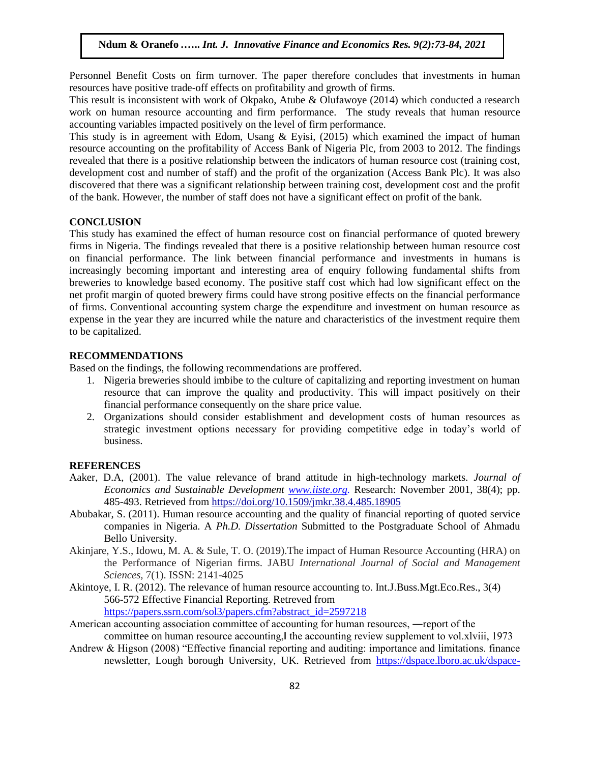Personnel Benefit Costs on firm turnover. The paper therefore concludes that investments in human resources have positive trade-off effects on profitability and growth of firms.

This result is inconsistent with work of Okpako, Atube & Olufawoye (2014) which conducted a research work on human resource accounting and firm performance. The study reveals that human resource accounting variables impacted positively on the level of firm performance.

This study is in agreement with Edom, Usang & Eyisi, (2015) which examined the impact of human resource accounting on the profitability of Access Bank of Nigeria Plc, from 2003 to 2012. The findings revealed that there is a positive relationship between the indicators of human resource cost (training cost, development cost and number of staff) and the profit of the organization (Access Bank Plc). It was also discovered that there was a significant relationship between training cost, development cost and the profit of the bank. However, the number of staff does not have a significant effect on profit of the bank.

## CONCLUSION

This study has examined the effect of human resource cost on financial performance of quoted brewery firms in Nigeria. The findings revealed that there is a positive relationship between human resource cost on financial performance. The link between financial performance and investments in humans is increasingly becoming important and interesting area of enquiry following fundamental shifts from breweries to knowledge based economy. The positive staff cost which had low significant effect on the net profit margin of quoted brewery firms could have strong positive effects on the financial performance of firms. Conventional accounting system charge the expenditure and investment on human resource as expense in the year they are incurred while the nature and characteristics of the investment require them to be capitalized.

## RECOMMENDATIONS

Based on the findings, the following recommendations are proffered.

1. Nigeria breweries should imbibe to the culture of capitalizing and reporting investment on human resource that can improve the quality and productivity. This will impact positively on their financial performance consequently on the share price value.
2. Organizations should consider establishment and development costs of human resources as strategic investment options necessary for providing competitive edge in today's world of business.

## REFERENCES

Aaker, D.A, (2001). The value relevance of brand attitude in high-technology markets. *Journal of Economics and Sustainable Development www.iiste.org.* Research: November 2001, 38(4); pp. 485-493. Retrieved from https://doi.org/10.1509/jmkr.38.4.485.18905

Abubakar, S. (2011). Human resource accounting and the quality of financial reporting of quoted service companies in Nigeria. A *Ph.D. Dissertation* Submitted to the Postgraduate School of Ahmadu Bello University.

Akinjare, Y.S., Idowu, M. A. & Sule, T. O. (2019).The impact of Human Resource Accounting (HRA) on the Performance of Nigerian firms. JABU *International Journal of Social and Management Sciences,* 7(1). ISSN: 2141-4025

Akintoye, I. R. (2012). The relevance of human resource accounting to. Int.J.Buss.Mgt.Eco.Res., 3(4) 566-572 Effective Financial Reporting. Retreved from https://papers.ssrn.com/sol3/papers.cfm?abstract_id=2597218

American accounting association committee of accounting for human resources, ―report of the committee on human resource accounting,‖ the accounting review supplement to vol.xlviii, 1973

Andrew & Higson (2008) "Effective financial reporting and auditing: importance and limitations. finance newsletter, Lough borough University, UK. Retrieved from https://dspace.lboro.ac.uk/dspace-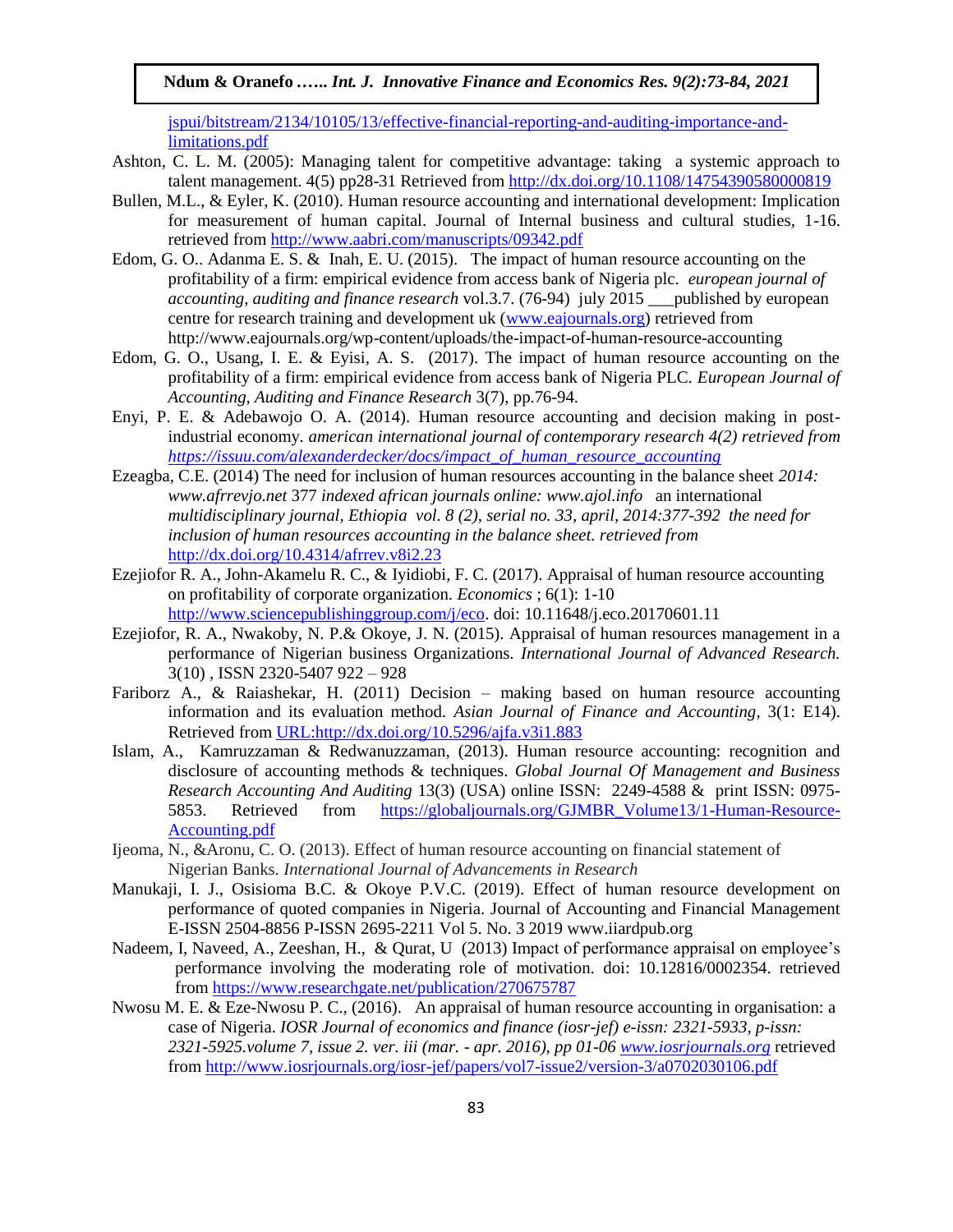jspui/bitstream/2134/10105/13/effective-financial-reporting-and-auditing-importance-and-limitations.pdf

Ashton, C. L. M. (2005): Managing talent for competitive advantage: taking a systemic approach to talent management. 4(5) pp28-31 Retrieved from http://dx.doi.org/10.1108/14754390580000819

Bullen, M.L., & Eyler, K. (2010). Human resource accounting and international development: Implication for measurement of human capital. Journal of Internal business and cultural studies, 1-16. retrieved from http://www.aabri.com/manuscripts/09342.pdf

Edom, G. O.. Adanma E. S. & Inah, E. U. (2015). The impact of human resource accounting on the profitability of a firm: empirical evidence from access bank of Nigeria plc. *european journal of accounting, auditing and finance research* vol.3.7. (76-94) july 2015 ___published by european centre for research training and development uk (www.eajournals.org) retrieved from http://www.eajournals.org/wp-content/uploads/the-impact-of-human-resource-accounting

Edom, G. O., Usang, I. E. & Eyisi, A. S. (2017). The impact of human resource accounting on the profitability of a firm: empirical evidence from access bank of Nigeria PLC. *European Journal of Accounting, Auditing and Finance Research* 3(7), pp.76-94.

Enyi, P. E. & Adebawojo O. A. (2014). Human resource accounting and decision making in post-industrial economy. *american international journal of contemporary research 4(2) retrieved from https://issuu.com/alexanderdecker/docs/impact_of_human_resource_accounting*

Ezeagba, C.E. (2014) The need for inclusion of human resources accounting in the balance sheet *2014: www.afrrevjo.net* 377 *indexed african journals online: www.ajol.info* an international *multidisciplinary journal, Ethiopia vol. 8 (2), serial no. 33, april, 2014:377-392 the need for inclusion of human resources accounting in the balance sheet. retrieved from* http://dx.doi.org/10.4314/afrrev.v8i2.23

Ezejiofor R. A., John-Akamelu R. C., & Iyidiobi, F. C. (2017). Appraisal of human resource accounting on profitability of corporate organization. *Economics* ; 6(1): 1-10 http://www.sciencepublishinggroup.com/j/eco. doi: 10.11648/j.eco.20170601.11

Ezejiofor, R. A., Nwakoby, N. P.& Okoye, J. N. (2015). Appraisal of human resources management in a performance of Nigerian business Organizations. *International Journal of Advanced Research.* 3(10) , ISSN 2320-5407 922 – 928

Fariborz A., & Raiashekar, H. (2011) Decision – making based on human resource accounting information and its evaluation method. *Asian Journal of Finance and Accounting*, 3(1: E14). Retrieved from URL:http://dx.doi.org/10.5296/ajfa.v3i1.883

Islam, A., Kamruzzaman & Redwanuzzaman, (2013). Human resource accounting: recognition and disclosure of accounting methods & techniques. *Global Journal Of Management and Business Research Accounting And Auditing* 13(3) (USA) online ISSN: 2249-4588 & print ISSN: 0975-5853. Retrieved from https://globaljournals.org/GJMBR_Volume13/1-Human-Resource-Accounting.pdf

Ijeoma, N., &Aronu, C. O. (2013). Effect of human resource accounting on financial statement of Nigerian Banks. *International Journal of Advancements in Research*

Manukaji, I. J., Osisioma B.C. & Okoye P.V.C. (2019). Effect of human resource development on performance of quoted companies in Nigeria. Journal of Accounting and Financial Management E-ISSN 2504-8856 P-ISSN 2695-2211 Vol 5. No. 3 2019 www.iiardpub.org

Nadeem, I, Naveed, A., Zeeshan, H., & Qurat, U (2013) Impact of performance appraisal on employee's performance involving the moderating role of motivation. doi: 10.12816/0002354. retrieved from https://www.researchgate.net/publication/270675787

Nwosu M. E. & Eze-Nwosu P. C., (2016). An appraisal of human resource accounting in organisation: a case of Nigeria. *IOSR Journal of economics and finance (iosr-jef) e-issn: 2321-5933, p-issn: 2321-5925.volume 7, issue 2. ver. iii (mar. - apr. 2016), pp 01-06 www.iosrjournals.org* retrieved from http://www.iosrjournals.org/iosr-jef/papers/vol7-issue2/version-3/a0702030106.pdf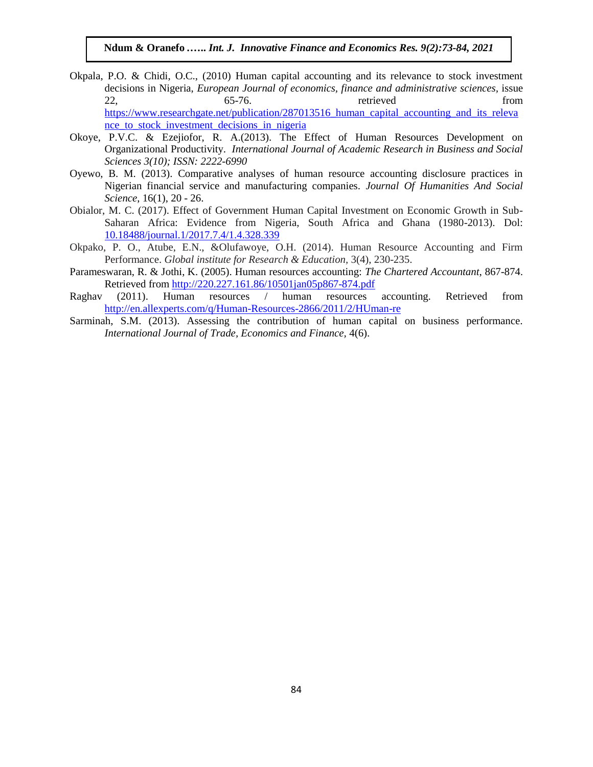Okpala, P.O. & Chidi, O.C., (2010) Human capital accounting and its relevance to stock investment decisions in Nigeria, *European Journal of economics, finance and administrative sciences*, issue 22, 65-76. retrieved from https://www.researchgate.net/publication/287013516_human_capital_accounting_and_its_relevance_to_stock_investment_decisions_in_nigeria

Okoye, P.V.C. & Ezejiofor, R. A.(2013). The Effect of Human Resources Development on Organizational Productivity. *International Journal of Academic Research in Business and Social Sciences 3(10); ISSN: 2222-6990*

Oyewo, B. M. (2013). Comparative analyses of human resource accounting disclosure practices in Nigerian financial service and manufacturing companies. *Journal Of Humanities And Social Science*, 16(1), 20 - 26.

Obialor, M. C. (2017). Effect of Government Human Capital Investment on Economic Growth in Sub-Saharan Africa: Evidence from Nigeria, South Africa and Ghana (1980-2013). Dol: 10.18488/journal.1/2017.7.4/1.4.328.339

Okpako, P. O., Atube, E.N., &Olufawoye, O.H. (2014). Human Resource Accounting and Firm Performance. *Global institute for Research & Education,* 3(4), 230-235.

Parameswaran, R. & Jothi, K. (2005). Human resources accounting: *The Chartered Accountant*, 867-874. Retrieved from http://220.227.161.86/10501jan05p867-874.pdf

Raghav (2011). Human resources / human resources accounting. Retrieved from http://en.allexperts.com/q/Human-Resources-2866/2011/2/HUman-re

Sarminah, S.M. (2013). Assessing the contribution of human capital on business performance. *International Journal of Trade, Economics and Finance*, 4(6).